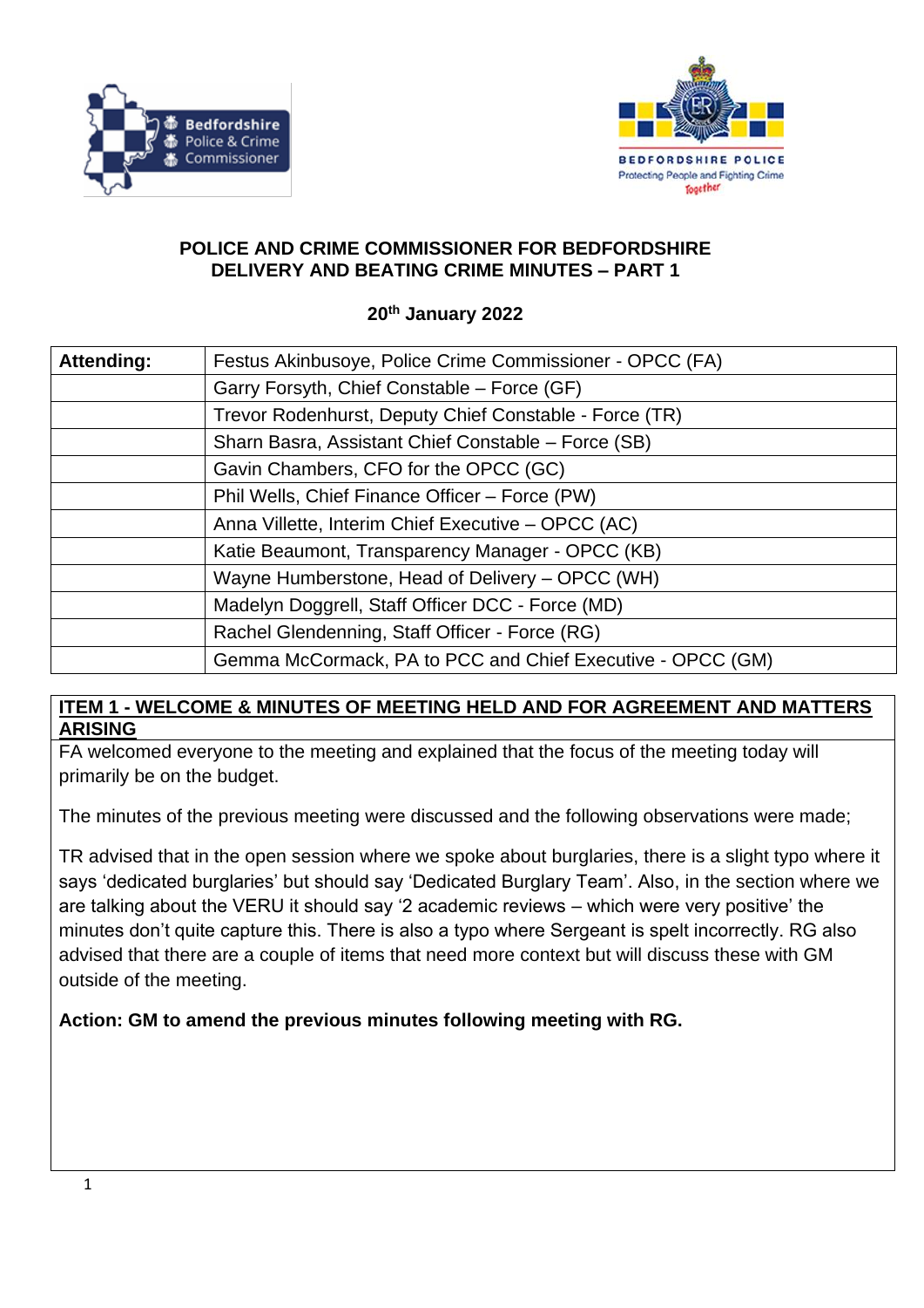# POLICE AND CRIME COMMISSIONER FOR BEDFORDSHIRE
# DELIVERY AND BEATING CRIME MINUTES – PART 1

**20th January 2022**

| **Attending:** | Festus Akinbusoye, Police Crime Commissioner - OPCC (FA) |
|---|---|
| | Garry Forsyth, Chief Constable – Force (GF) |
| | Trevor Rodenhurst, Deputy Chief Constable - Force (TR) |
| | Sharn Basra, Assistant Chief Constable – Force (SB) |
| | Gavin Chambers, CFO for the OPCC (GC) |
| | Phil Wells, Chief Finance Officer – Force (PW) |
| | Anna Villette, Interim Chief Executive – OPCC (AC) |
| | Katie Beaumont, Transparency Manager - OPCC (KB) |
| | Wayne Humberstone, Head of Delivery – OPCC (WH) |
| | Madelyn Doggrell, Staff Officer DCC - Force (MD) |
| | Rachel Glendenning, Staff Officer - Force (RG) |
| | Gemma McCormack, PA to PCC and Chief Executive - OPCC (GM) |

## ITEM 1 - WELCOME & MINUTES OF MEETING HELD AND FOR AGREEMENT AND MATTERS ARISING

FA welcomed everyone to the meeting and explained that the focus of the meeting today will primarily be on the budget.

The minutes of the previous meeting were discussed and the following observations were made;

TR advised that in the open session where we spoke about burglaries, there is a slight typo where it says 'dedicated burglaries' but should say 'Dedicated Burglary Team'. Also, in the section where we are talking about the VERU it should say '2 academic reviews – which were very positive' the minutes don't quite capture this. There is also a typo where Sergeant is spelt incorrectly. RG also advised that there are a couple of items that need more context but will discuss these with GM outside of the meeting.

**Action: GM to amend the previous minutes following meeting with RG.**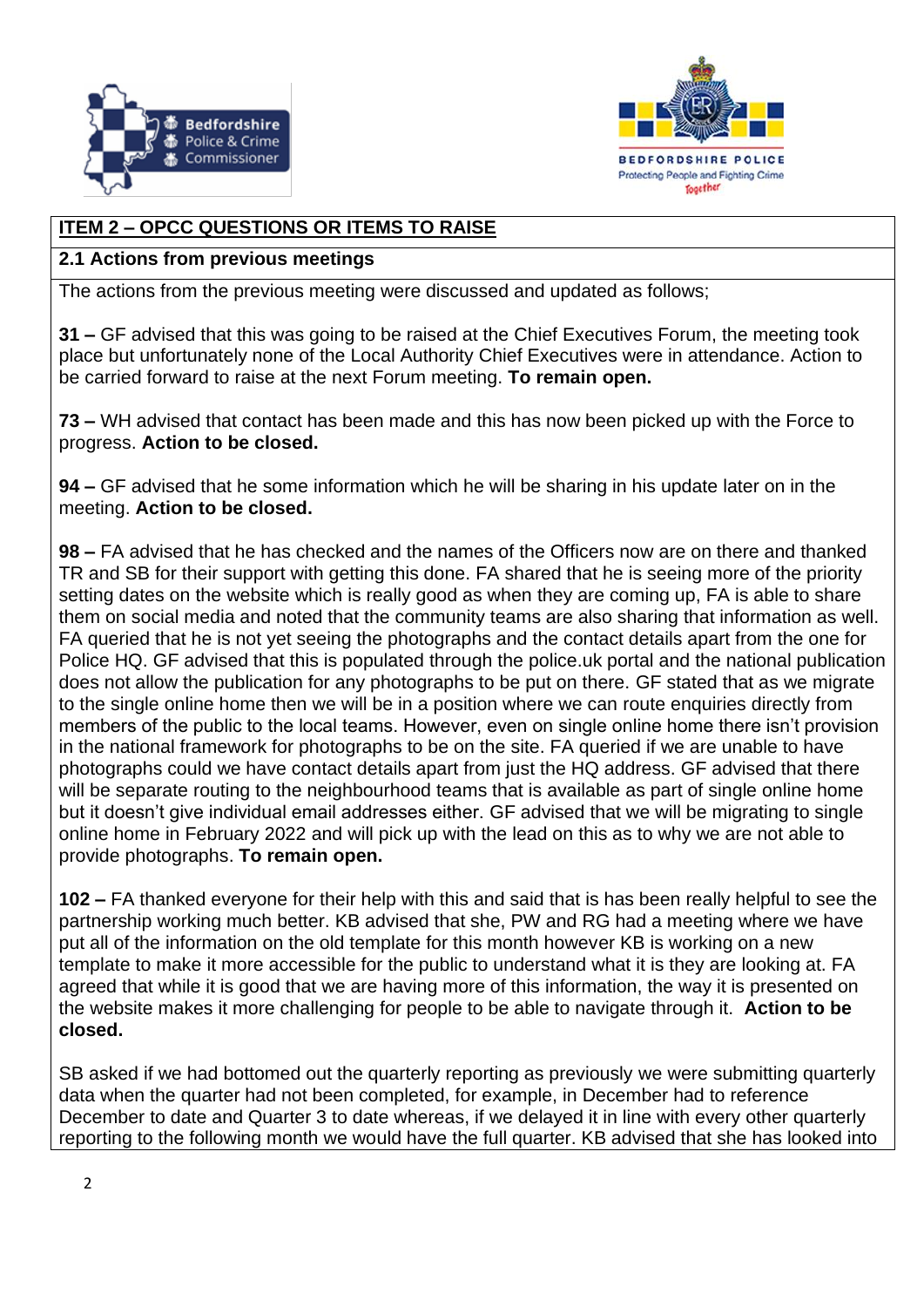**ITEM 2 – OPCC QUESTIONS OR ITEMS TO RAISE**

**2.1 Actions from previous meetings**

The actions from the previous meeting were discussed and updated as follows;

**31 –** GF advised that this was going to be raised at the Chief Executives Forum, the meeting took place but unfortunately none of the Local Authority Chief Executives were in attendance. Action to be carried forward to raise at the next Forum meeting. **To remain open.**

**73 –** WH advised that contact has been made and this has now been picked up with the Force to progress. **Action to be closed.**

**94 –** GF advised that he some information which he will be sharing in his update later on in the meeting. **Action to be closed.**

**98 –** FA advised that he has checked and the names of the Officers now are on there and thanked TR and SB for their support with getting this done. FA shared that he is seeing more of the priority setting dates on the website which is really good as when they are coming up, FA is able to share them on social media and noted that the community teams are also sharing that information as well. FA queried that he is not yet seeing the photographs and the contact details apart from the one for Police HQ. GF advised that this is populated through the police.uk portal and the national publication does not allow the publication for any photographs to be put on there. GF stated that as we migrate to the single online home then we will be in a position where we can route enquiries directly from members of the public to the local teams. However, even on single online home there isn't provision in the national framework for photographs to be on the site. FA queried if we are unable to have photographs could we have contact details apart from just the HQ address. GF advised that there will be separate routing to the neighbourhood teams that is available as part of single online home but it doesn't give individual email addresses either. GF advised that we will be migrating to single online home in February 2022 and will pick up with the lead on this as to why we are not able to provide photographs. **To remain open.**

**102 –** FA thanked everyone for their help with this and said that is has been really helpful to see the partnership working much better. KB advised that she, PW and RG had a meeting where we have put all of the information on the old template for this month however KB is working on a new template to make it more accessible for the public to understand what it is they are looking at. FA agreed that while it is good that we are having more of this information, the way it is presented on the website makes it more challenging for people to be able to navigate through it. **Action to be closed.**

SB asked if we had bottomed out the quarterly reporting as previously we were submitting quarterly data when the quarter had not been completed, for example, in December had to reference December to date and Quarter 3 to date whereas, if we delayed it in line with every other quarterly reporting to the following month we would have the full quarter. KB advised that she has looked into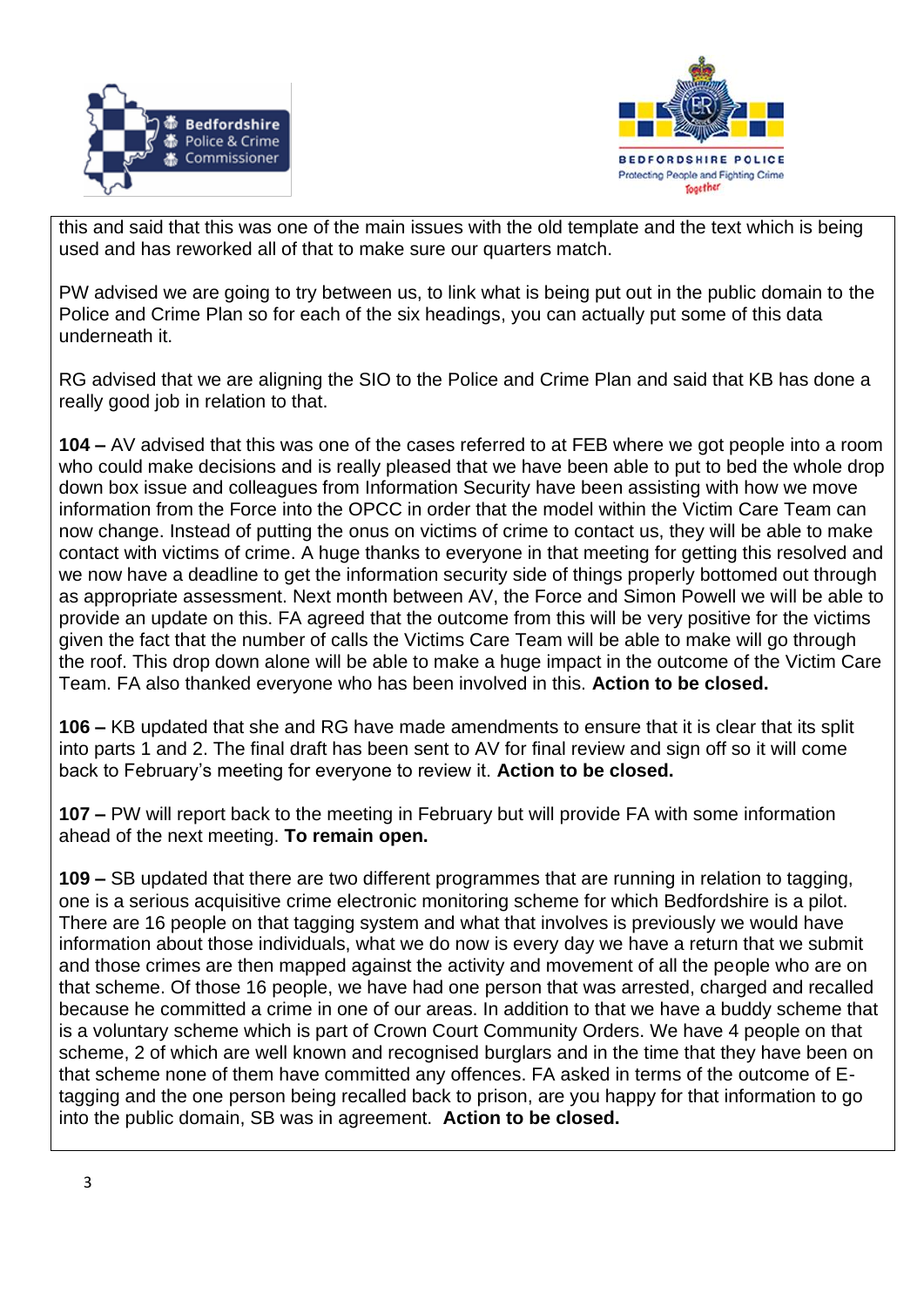this and said that this was one of the main issues with the old template and the text which is being used and has reworked all of that to make sure our quarters match.

PW advised we are going to try between us, to link what is being put out in the public domain to the Police and Crime Plan so for each of the six headings, you can actually put some of this data underneath it.

RG advised that we are aligning the SIO to the Police and Crime Plan and said that KB has done a really good job in relation to that.

**104 –** AV advised that this was one of the cases referred to at FEB where we got people into a room who could make decisions and is really pleased that we have been able to put to bed the whole drop down box issue and colleagues from Information Security have been assisting with how we move information from the Force into the OPCC in order that the model within the Victim Care Team can now change. Instead of putting the onus on victims of crime to contact us, they will be able to make contact with victims of crime. A huge thanks to everyone in that meeting for getting this resolved and we now have a deadline to get the information security side of things properly bottomed out through as appropriate assessment. Next month between AV, the Force and Simon Powell we will be able to provide an update on this. FA agreed that the outcome from this will be very positive for the victims given the fact that the number of calls the Victims Care Team will be able to make will go through the roof. This drop down alone will be able to make a huge impact in the outcome of the Victim Care Team. FA also thanked everyone who has been involved in this. **Action to be closed.**

**106 –** KB updated that she and RG have made amendments to ensure that it is clear that its split into parts 1 and 2. The final draft has been sent to AV for final review and sign off so it will come back to February's meeting for everyone to review it. **Action to be closed.**

**107 –** PW will report back to the meeting in February but will provide FA with some information ahead of the next meeting. **To remain open.**

**109 –** SB updated that there are two different programmes that are running in relation to tagging, one is a serious acquisitive crime electronic monitoring scheme for which Bedfordshire is a pilot. There are 16 people on that tagging system and what that involves is previously we would have information about those individuals, what we do now is every day we have a return that we submit and those crimes are then mapped against the activity and movement of all the people who are on that scheme. Of those 16 people, we have had one person that was arrested, charged and recalled because he committed a crime in one of our areas. In addition to that we have a buddy scheme that is a voluntary scheme which is part of Crown Court Community Orders. We have 4 people on that scheme, 2 of which are well known and recognised burglars and in the time that they have been on that scheme none of them have committed any offences. FA asked in terms of the outcome of E-tagging and the one person being recalled back to prison, are you happy for that information to go into the public domain, SB was in agreement. **Action to be closed.**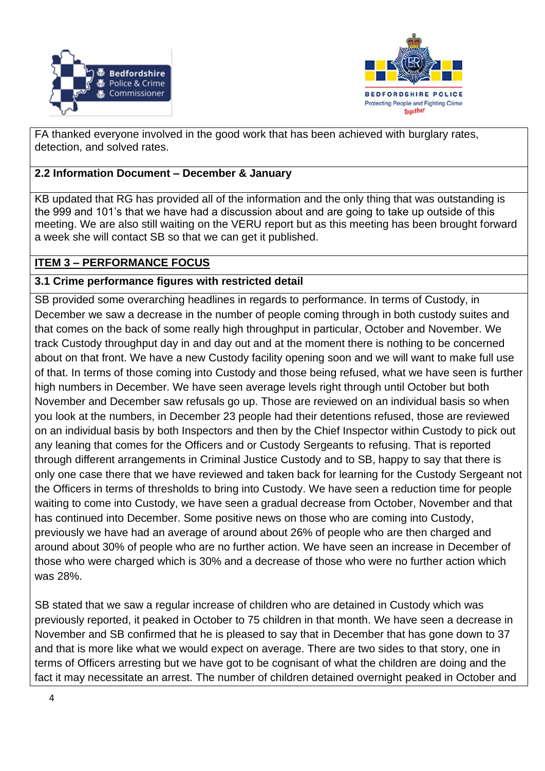FA thanked everyone involved in the good work that has been achieved with burglary rates, detection, and solved rates.

**2.2 Information Document – December & January**

KB updated that RG has provided all of the information and the only thing that was outstanding is the 999 and 101's that we have had a discussion about and are going to take up outside of this meeting. We are also still waiting on the VERU report but as this meeting has been brought forward a week she will contact SB so that we can get it published.

**ITEM 3 – PERFORMANCE FOCUS**

**3.1 Crime performance figures with restricted detail**

SB provided some overarching headlines in regards to performance. In terms of Custody, in December we saw a decrease in the number of people coming through in both custody suites and that comes on the back of some really high throughput in particular, October and November. We track Custody throughput day in and day out and at the moment there is nothing to be concerned about on that front. We have a new Custody facility opening soon and we will want to make full use of that. In terms of those coming into Custody and those being refused, what we have seen is further high numbers in December. We have seen average levels right through until October but both November and December saw refusals go up. Those are reviewed on an individual basis so when you look at the numbers, in December 23 people had their detentions refused, those are reviewed on an individual basis by both Inspectors and then by the Chief Inspector within Custody to pick out any leaning that comes for the Officers and or Custody Sergeants to refusing. That is reported through different arrangements in Criminal Justice Custody and to SB, happy to say that there is only one case there that we have reviewed and taken back for learning for the Custody Sergeant not the Officers in terms of thresholds to bring into Custody. We have seen a reduction time for people waiting to come into Custody, we have seen a gradual decrease from October, November and that has continued into December. Some positive news on those who are coming into Custody, previously we have had an average of around about 26% of people who are then charged and around about 30% of people who are no further action. We have seen an increase in December of those who were charged which is 30% and a decrease of those who were no further action which was 28%.

SB stated that we saw a regular increase of children who are detained in Custody which was previously reported, it peaked in October to 75 children in that month. We have seen a decrease in November and SB confirmed that he is pleased to say that in December that has gone down to 37 and that is more like what we would expect on average. There are two sides to that story, one in terms of Officers arresting but we have got to be cognisant of what the children are doing and the fact it may necessitate an arrest. The number of children detained overnight peaked in October and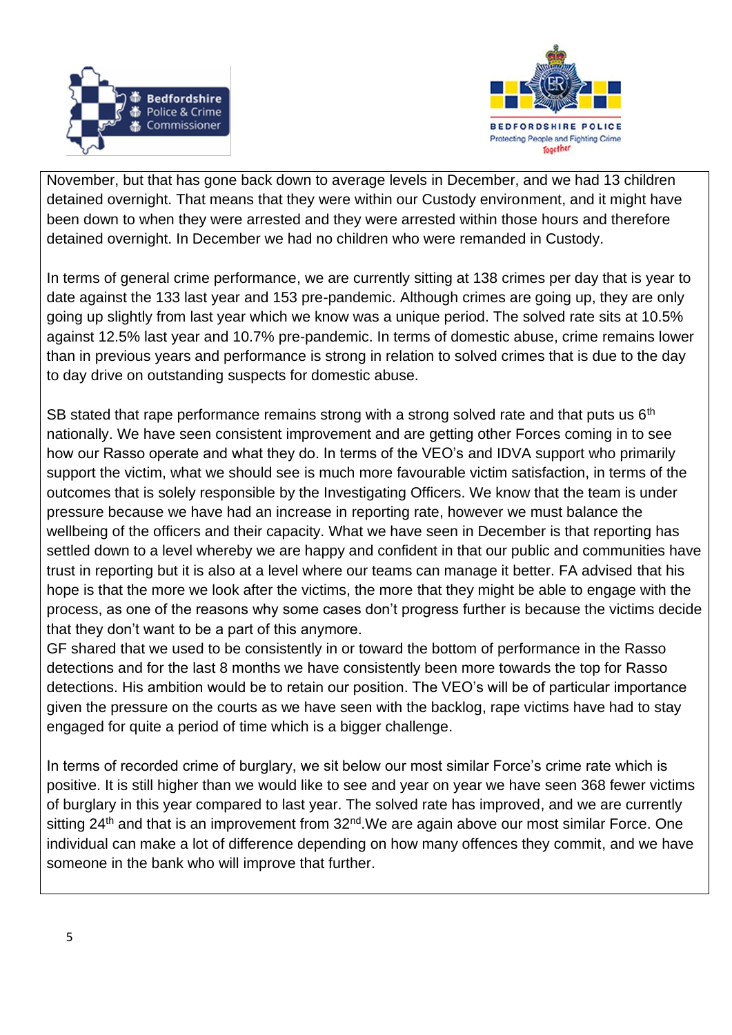November, but that has gone back down to average levels in December, and we had 13 children detained overnight. That means that they were within our Custody environment, and it might have been down to when they were arrested and they were arrested within those hours and therefore detained overnight. In December we had no children who were remanded in Custody.

In terms of general crime performance, we are currently sitting at 138 crimes per day that is year to date against the 133 last year and 153 pre-pandemic. Although crimes are going up, they are only going up slightly from last year which we know was a unique period. The solved rate sits at 10.5% against 12.5% last year and 10.7% pre-pandemic. In terms of domestic abuse, crime remains lower than in previous years and performance is strong in relation to solved crimes that is due to the day to day drive on outstanding suspects for domestic abuse.

SB stated that rape performance remains strong with a strong solved rate and that puts us 6th nationally. We have seen consistent improvement and are getting other Forces coming in to see how our Rasso operate and what they do. In terms of the VEO's and IDVA support who primarily support the victim, what we should see is much more favourable victim satisfaction, in terms of the outcomes that is solely responsible by the Investigating Officers. We know that the team is under pressure because we have had an increase in reporting rate, however we must balance the wellbeing of the officers and their capacity. What we have seen in December is that reporting has settled down to a level whereby we are happy and confident in that our public and communities have trust in reporting but it is also at a level where our teams can manage it better. FA advised that his hope is that the more we look after the victims, the more that they might be able to engage with the process, as one of the reasons why some cases don't progress further is because the victims decide that they don't want to be a part of this anymore.
GF shared that we used to be consistently in or toward the bottom of performance in the Rasso detections and for the last 8 months we have consistently been more towards the top for Rasso detections. His ambition would be to retain our position. The VEO's will be of particular importance given the pressure on the courts as we have seen with the backlog, rape victims have had to stay engaged for quite a period of time which is a bigger challenge.

In terms of recorded crime of burglary, we sit below our most similar Force's crime rate which is positive. It is still higher than we would like to see and year on year we have seen 368 fewer victims of burglary in this year compared to last year. The solved rate has improved, and we are currently sitting 24th and that is an improvement from 32nd.We are again above our most similar Force. One individual can make a lot of difference depending on how many offences they commit, and we have someone in the bank who will improve that further.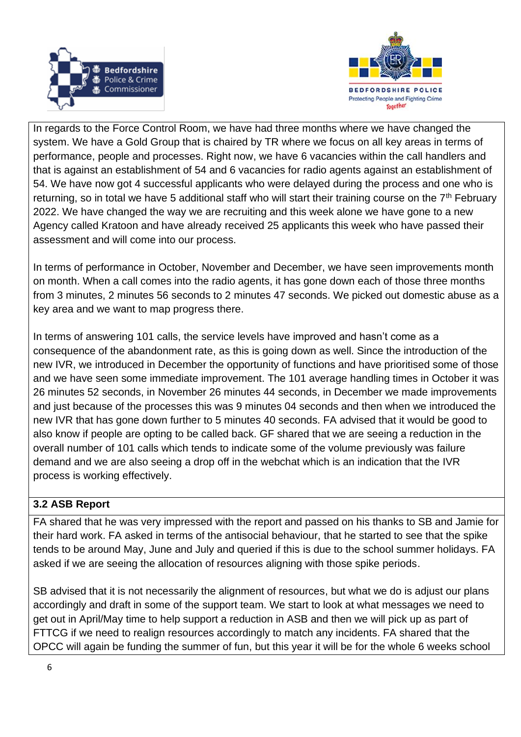In regards to the Force Control Room, we have had three months where we have changed the system. We have a Gold Group that is chaired by TR where we focus on all key areas in terms of performance, people and processes. Right now, we have 6 vacancies within the call handlers and that is against an establishment of 54 and 6 vacancies for radio agents against an establishment of 54. We have now got 4 successful applicants who were delayed during the process and one who is returning, so in total we have 5 additional staff who will start their training course on the 7th February 2022. We have changed the way we are recruiting and this week alone we have gone to a new Agency called Kratoon and have already received 25 applicants this week who have passed their assessment and will come into our process.

In terms of performance in October, November and December, we have seen improvements month on month. When a call comes into the radio agents, it has gone down each of those three months from 3 minutes, 2 minutes 56 seconds to 2 minutes 47 seconds. We picked out domestic abuse as a key area and we want to map progress there.

In terms of answering 101 calls, the service levels have improved and hasn't come as a consequence of the abandonment rate, as this is going down as well. Since the introduction of the new IVR, we introduced in December the opportunity of functions and have prioritised some of those and we have seen some immediate improvement. The 101 average handling times in October it was 26 minutes 52 seconds, in November 26 minutes 44 seconds, in December we made improvements and just because of the processes this was 9 minutes 04 seconds and then when we introduced the new IVR that has gone down further to 5 minutes 40 seconds. FA advised that it would be good to also know if people are opting to be called back. GF shared that we are seeing a reduction in the overall number of 101 calls which tends to indicate some of the volume previously was failure demand and we are also seeing a drop off in the webchat which is an indication that the IVR process is working effectively.

**3.2 ASB Report**

FA shared that he was very impressed with the report and passed on his thanks to SB and Jamie for their hard work. FA asked in terms of the antisocial behaviour, that he started to see that the spike tends to be around May, June and July and queried if this is due to the school summer holidays. FA asked if we are seeing the allocation of resources aligning with those spike periods.

SB advised that it is not necessarily the alignment of resources, but what we do is adjust our plans accordingly and draft in some of the support team. We start to look at what messages we need to get out in April/May time to help support a reduction in ASB and then we will pick up as part of FTTCG if we need to realign resources accordingly to match any incidents. FA shared that the OPCC will again be funding the summer of fun, but this year it will be for the whole 6 weeks school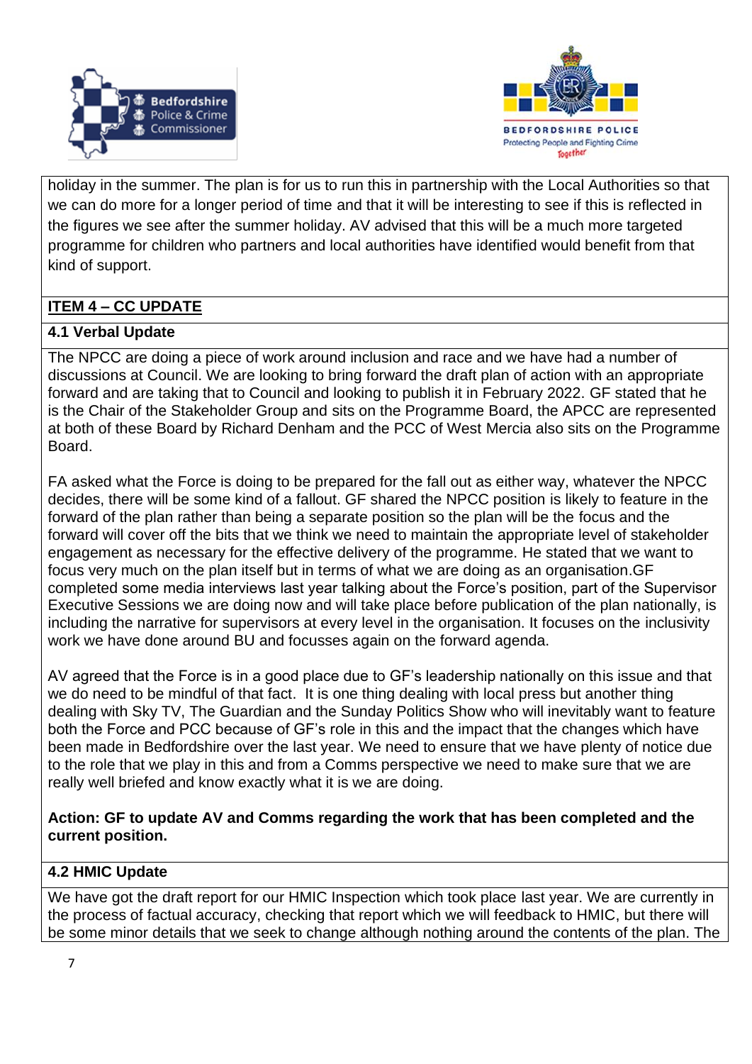holiday in the summer. The plan is for us to run this in partnership with the Local Authorities so that we can do more for a longer period of time and that it will be interesting to see if this is reflected in the figures we see after the summer holiday. AV advised that this will be a much more targeted programme for children who partners and local authorities have identified would benefit from that kind of support.

## ITEM 4 – CC UPDATE

### 4.1 Verbal Update

The NPCC are doing a piece of work around inclusion and race and we have had a number of discussions at Council. We are looking to bring forward the draft plan of action with an appropriate forward and are taking that to Council and looking to publish it in February 2022. GF stated that he is the Chair of the Stakeholder Group and sits on the Programme Board, the APCC are represented at both of these Board by Richard Denham and the PCC of West Mercia also sits on the Programme Board.

FA asked what the Force is doing to be prepared for the fall out as either way, whatever the NPCC decides, there will be some kind of a fallout. GF shared the NPCC position is likely to feature in the forward of the plan rather than being a separate position so the plan will be the focus and the forward will cover off the bits that we think we need to maintain the appropriate level of stakeholder engagement as necessary for the effective delivery of the programme. He stated that we want to focus very much on the plan itself but in terms of what we are doing as an organisation.GF completed some media interviews last year talking about the Force's position, part of the Supervisor Executive Sessions we are doing now and will take place before publication of the plan nationally, is including the narrative for supervisors at every level in the organisation. It focuses on the inclusivity work we have done around BU and focusses again on the forward agenda.

AV agreed that the Force is in a good place due to GF's leadership nationally on this issue and that we do need to be mindful of that fact. It is one thing dealing with local press but another thing dealing with Sky TV, The Guardian and the Sunday Politics Show who will inevitably want to feature both the Force and PCC because of GF's role in this and the impact that the changes which have been made in Bedfordshire over the last year. We need to ensure that we have plenty of notice due to the role that we play in this and from a Comms perspective we need to make sure that we are really well briefed and know exactly what it is we are doing.

**Action: GF to update AV and Comms regarding the work that has been completed and the current position.**

### 4.2 HMIC Update

We have got the draft report for our HMIC Inspection which took place last year. We are currently in the process of factual accuracy, checking that report which we will feedback to HMIC, but there will be some minor details that we seek to change although nothing around the contents of the plan. The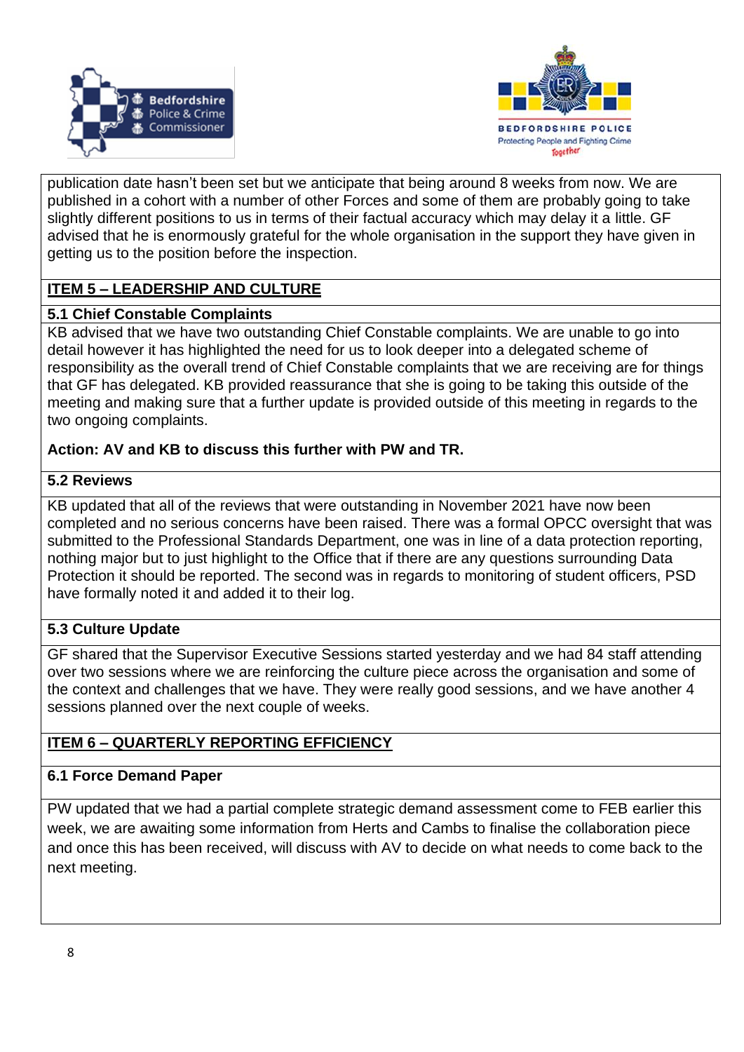publication date hasn't been set but we anticipate that being around 8 weeks from now. We are published in a cohort with a number of other Forces and some of them are probably going to take slightly different positions to us in terms of their factual accuracy which may delay it a little. GF advised that he is enormously grateful for the whole organisation in the support they have given in getting us to the position before the inspection.

## ITEM 5 – LEADERSHIP AND CULTURE

### 5.1 Chief Constable Complaints

KB advised that we have two outstanding Chief Constable complaints. We are unable to go into detail however it has highlighted the need for us to look deeper into a delegated scheme of responsibility as the overall trend of Chief Constable complaints that we are receiving are for things that GF has delegated. KB provided reassurance that she is going to be taking this outside of the meeting and making sure that a further update is provided outside of this meeting in regards to the two ongoing complaints.

**Action: AV and KB to discuss this further with PW and TR.**

### 5.2 Reviews

KB updated that all of the reviews that were outstanding in November 2021 have now been completed and no serious concerns have been raised. There was a formal OPCC oversight that was submitted to the Professional Standards Department, one was in line of a data protection reporting, nothing major but to just highlight to the Office that if there are any questions surrounding Data Protection it should be reported. The second was in regards to monitoring of student officers, PSD have formally noted it and added it to their log.

### 5.3 Culture Update

GF shared that the Supervisor Executive Sessions started yesterday and we had 84 staff attending over two sessions where we are reinforcing the culture piece across the organisation and some of the context and challenges that we have. They were really good sessions, and we have another 4 sessions planned over the next couple of weeks.

## ITEM 6 – QUARTERLY REPORTING EFFICIENCY

### 6.1 Force Demand Paper

PW updated that we had a partial complete strategic demand assessment come to FEB earlier this week, we are awaiting some information from Herts and Cambs to finalise the collaboration piece and once this has been received, will discuss with AV to decide on what needs to come back to the next meeting.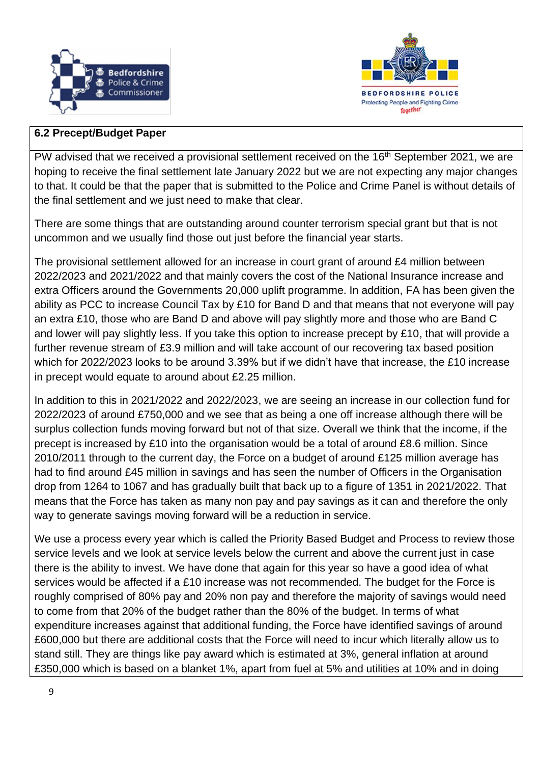**6.2 Precept/Budget Paper**

PW advised that we received a provisional settlement received on the 16th September 2021, we are hoping to receive the final settlement late January 2022 but we are not expecting any major changes to that. It could be that the paper that is submitted to the Police and Crime Panel is without details of the final settlement and we just need to make that clear.

There are some things that are outstanding around counter terrorism special grant but that is not uncommon and we usually find those out just before the financial year starts.

The provisional settlement allowed for an increase in court grant of around £4 million between 2022/2023 and 2021/2022 and that mainly covers the cost of the National Insurance increase and extra Officers around the Governments 20,000 uplift programme. In addition, FA has been given the ability as PCC to increase Council Tax by £10 for Band D and that means that not everyone will pay an extra £10, those who are Band D and above will pay slightly more and those who are Band C and lower will pay slightly less. If you take this option to increase precept by £10, that will provide a further revenue stream of £3.9 million and will take account of our recovering tax based position which for 2022/2023 looks to be around 3.39% but if we didn't have that increase, the £10 increase in precept would equate to around about £2.25 million.

In addition to this in 2021/2022 and 2022/2023, we are seeing an increase in our collection fund for 2022/2023 of around £750,000 and we see that as being a one off increase although there will be surplus collection funds moving forward but not of that size. Overall we think that the income, if the precept is increased by £10 into the organisation would be a total of around £8.6 million. Since 2010/2011 through to the current day, the Force on a budget of around £125 million average has had to find around £45 million in savings and has seen the number of Officers in the Organisation drop from 1264 to 1067 and has gradually built that back up to a figure of 1351 in 2021/2022. That means that the Force has taken as many non pay and pay savings as it can and therefore the only way to generate savings moving forward will be a reduction in service.

We use a process every year which is called the Priority Based Budget and Process to review those service levels and we look at service levels below the current and above the current just in case there is the ability to invest. We have done that again for this year so have a good idea of what services would be affected if a £10 increase was not recommended. The budget for the Force is roughly comprised of 80% pay and 20% non pay and therefore the majority of savings would need to come from that 20% of the budget rather than the 80% of the budget. In terms of what expenditure increases against that additional funding, the Force have identified savings of around £600,000 but there are additional costs that the Force will need to incur which literally allow us to stand still. They are things like pay award which is estimated at 3%, general inflation at around £350,000 which is based on a blanket 1%, apart from fuel at 5% and utilities at 10% and in doing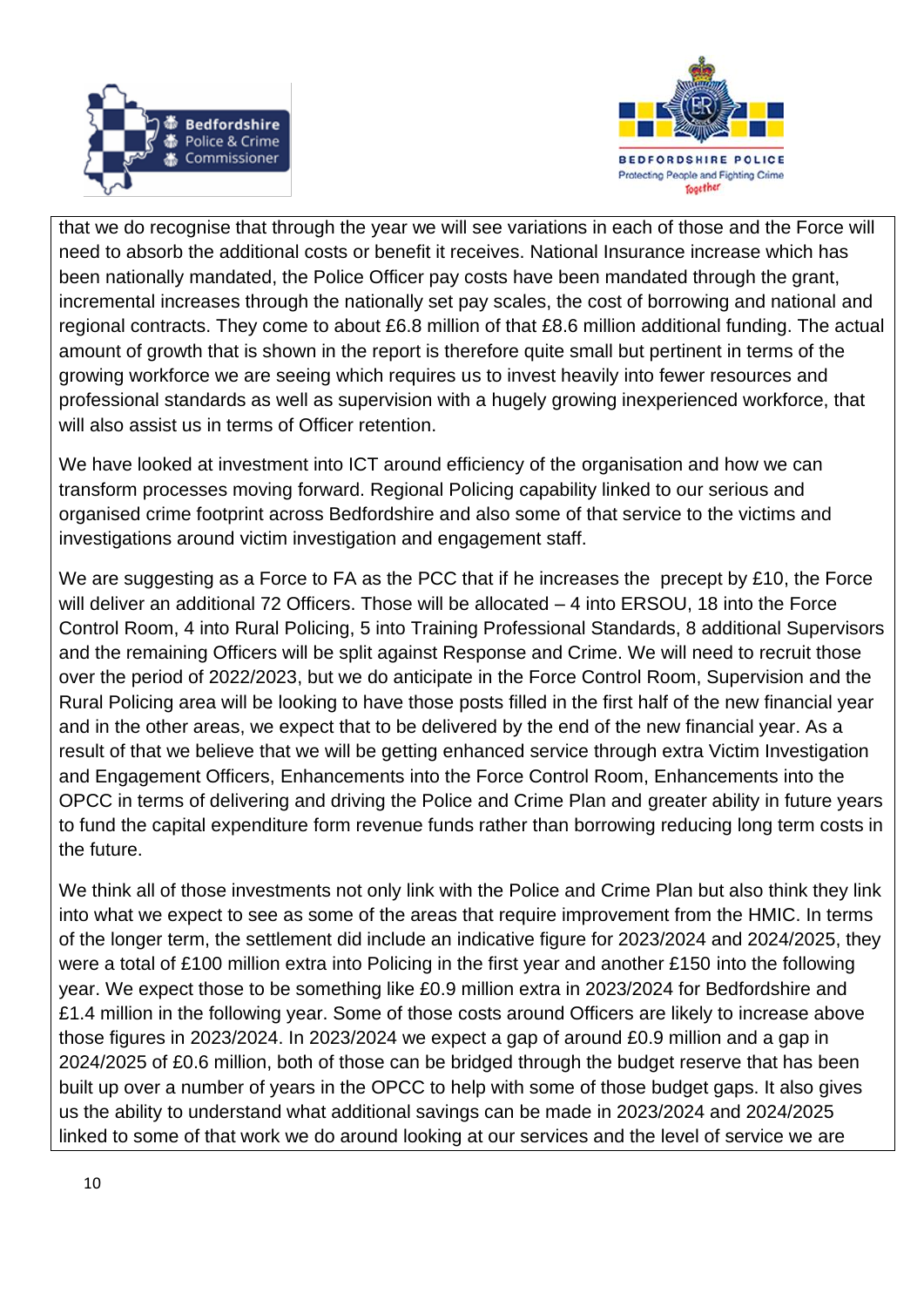that we do recognise that through the year we will see variations in each of those and the Force will need to absorb the additional costs or benefit it receives. National Insurance increase which has been nationally mandated, the Police Officer pay costs have been mandated through the grant, incremental increases through the nationally set pay scales, the cost of borrowing and national and regional contracts. They come to about £6.8 million of that £8.6 million additional funding. The actual amount of growth that is shown in the report is therefore quite small but pertinent in terms of the growing workforce we are seeing which requires us to invest heavily into fewer resources and professional standards as well as supervision with a hugely growing inexperienced workforce, that will also assist us in terms of Officer retention.

We have looked at investment into ICT around efficiency of the organisation and how we can transform processes moving forward. Regional Policing capability linked to our serious and organised crime footprint across Bedfordshire and also some of that service to the victims and investigations around victim investigation and engagement staff.

We are suggesting as a Force to FA as the PCC that if he increases the precept by £10, the Force will deliver an additional 72 Officers. Those will be allocated – 4 into ERSOU, 18 into the Force Control Room, 4 into Rural Policing, 5 into Training Professional Standards, 8 additional Supervisors and the remaining Officers will be split against Response and Crime. We will need to recruit those over the period of 2022/2023, but we do anticipate in the Force Control Room, Supervision and the Rural Policing area will be looking to have those posts filled in the first half of the new financial year and in the other areas, we expect that to be delivered by the end of the new financial year. As a result of that we believe that we will be getting enhanced service through extra Victim Investigation and Engagement Officers, Enhancements into the Force Control Room, Enhancements into the OPCC in terms of delivering and driving the Police and Crime Plan and greater ability in future years to fund the capital expenditure form revenue funds rather than borrowing reducing long term costs in the future.

We think all of those investments not only link with the Police and Crime Plan but also think they link into what we expect to see as some of the areas that require improvement from the HMIC. In terms of the longer term, the settlement did include an indicative figure for 2023/2024 and 2024/2025, they were a total of £100 million extra into Policing in the first year and another £150 into the following year. We expect those to be something like £0.9 million extra in 2023/2024 for Bedfordshire and £1.4 million in the following year. Some of those costs around Officers are likely to increase above those figures in 2023/2024. In 2023/2024 we expect a gap of around £0.9 million and a gap in 2024/2025 of £0.6 million, both of those can be bridged through the budget reserve that has been built up over a number of years in the OPCC to help with some of those budget gaps. It also gives us the ability to understand what additional savings can be made in 2023/2024 and 2024/2025 linked to some of that work we do around looking at our services and the level of service we are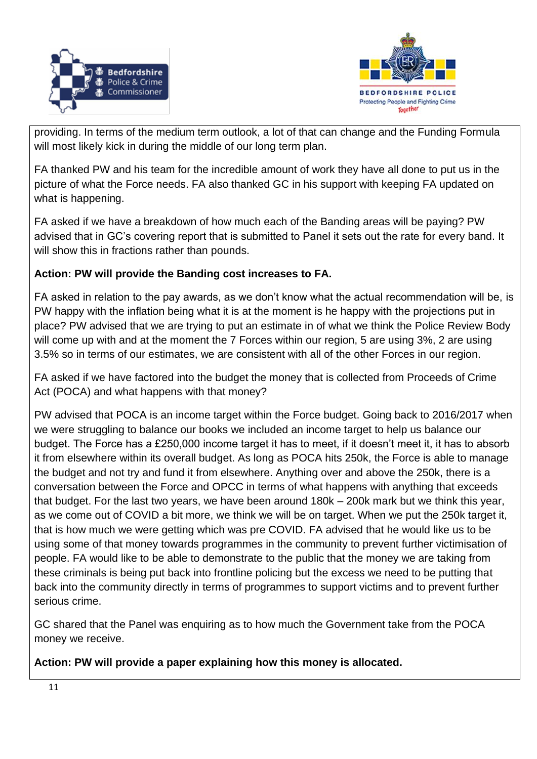providing. In terms of the medium term outlook, a lot of that can change and the Funding Formula will most likely kick in during the middle of our long term plan.

FA thanked PW and his team for the incredible amount of work they have all done to put us in the picture of what the Force needs. FA also thanked GC in his support with keeping FA updated on what is happening.

FA asked if we have a breakdown of how much each of the Banding areas will be paying? PW advised that in GC's covering report that is submitted to Panel it sets out the rate for every band. It will show this in fractions rather than pounds.

**Action: PW will provide the Banding cost increases to FA.**

FA asked in relation to the pay awards, as we don't know what the actual recommendation will be, is PW happy with the inflation being what it is at the moment is he happy with the projections put in place? PW advised that we are trying to put an estimate in of what we think the Police Review Body will come up with and at the moment the 7 Forces within our region, 5 are using 3%, 2 are using 3.5% so in terms of our estimates, we are consistent with all of the other Forces in our region.

FA asked if we have factored into the budget the money that is collected from Proceeds of Crime Act (POCA) and what happens with that money?

PW advised that POCA is an income target within the Force budget. Going back to 2016/2017 when we were struggling to balance our books we included an income target to help us balance our budget. The Force has a £250,000 income target it has to meet, if it doesn't meet it, it has to absorb it from elsewhere within its overall budget. As long as POCA hits 250k, the Force is able to manage the budget and not try and fund it from elsewhere. Anything over and above the 250k, there is a conversation between the Force and OPCC in terms of what happens with anything that exceeds that budget. For the last two years, we have been around 180k – 200k mark but we think this year, as we come out of COVID a bit more, we think we will be on target. When we put the 250k target it, that is how much we were getting which was pre COVID. FA advised that he would like us to be using some of that money towards programmes in the community to prevent further victimisation of people. FA would like to be able to demonstrate to the public that the money we are taking from these criminals is being put back into frontline policing but the excess we need to be putting that back into the community directly in terms of programmes to support victims and to prevent further serious crime.

GC shared that the Panel was enquiring as to how much the Government take from the POCA money we receive.

**Action: PW will provide a paper explaining how this money is allocated.**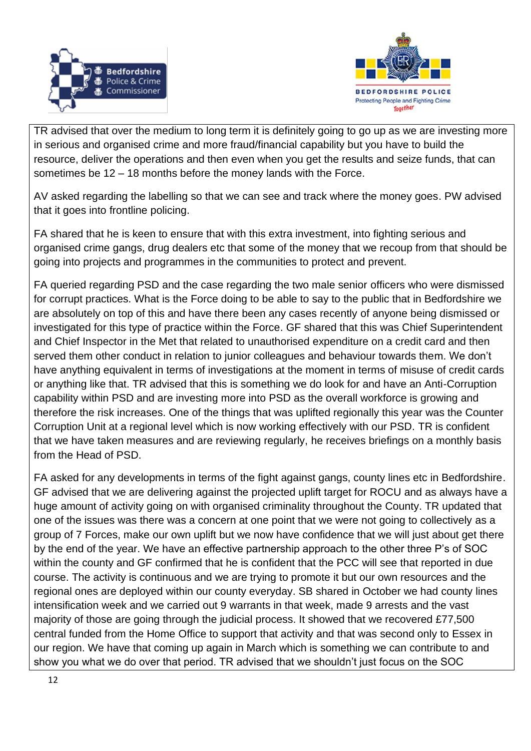TR advised that over the medium to long term it is definitely going to go up as we are investing more in serious and organised crime and more fraud/financial capability but you have to build the resource, deliver the operations and then even when you get the results and seize funds, that can sometimes be 12 – 18 months before the money lands with the Force.

AV asked regarding the labelling so that we can see and track where the money goes. PW advised that it goes into frontline policing.

FA shared that he is keen to ensure that with this extra investment, into fighting serious and organised crime gangs, drug dealers etc that some of the money that we recoup from that should be going into projects and programmes in the communities to protect and prevent.

FA queried regarding PSD and the case regarding the two male senior officers who were dismissed for corrupt practices. What is the Force doing to be able to say to the public that in Bedfordshire we are absolutely on top of this and have there been any cases recently of anyone being dismissed or investigated for this type of practice within the Force. GF shared that this was Chief Superintendent and Chief Inspector in the Met that related to unauthorised expenditure on a credit card and then served them other conduct in relation to junior colleagues and behaviour towards them. We don't have anything equivalent in terms of investigations at the moment in terms of misuse of credit cards or anything like that. TR advised that this is something we do look for and have an Anti-Corruption capability within PSD and are investing more into PSD as the overall workforce is growing and therefore the risk increases. One of the things that was uplifted regionally this year was the Counter Corruption Unit at a regional level which is now working effectively with our PSD. TR is confident that we have taken measures and are reviewing regularly, he receives briefings on a monthly basis from the Head of PSD.

FA asked for any developments in terms of the fight against gangs, county lines etc in Bedfordshire. GF advised that we are delivering against the projected uplift target for ROCU and as always have a huge amount of activity going on with organised criminality throughout the County. TR updated that one of the issues was there was a concern at one point that we were not going to collectively as a group of 7 Forces, make our own uplift but we now have confidence that we will just about get there by the end of the year. We have an effective partnership approach to the other three P's of SOC within the county and GF confirmed that he is confident that the PCC will see that reported in due course. The activity is continuous and we are trying to promote it but our own resources and the regional ones are deployed within our county everyday. SB shared in October we had county lines intensification week and we carried out 9 warrants in that week, made 9 arrests and the vast majority of those are going through the judicial process. It showed that we recovered £77,500 central funded from the Home Office to support that activity and that was second only to Essex in our region. We have that coming up again in March which is something we can contribute to and show you what we do over that period. TR advised that we shouldn't just focus on the SOC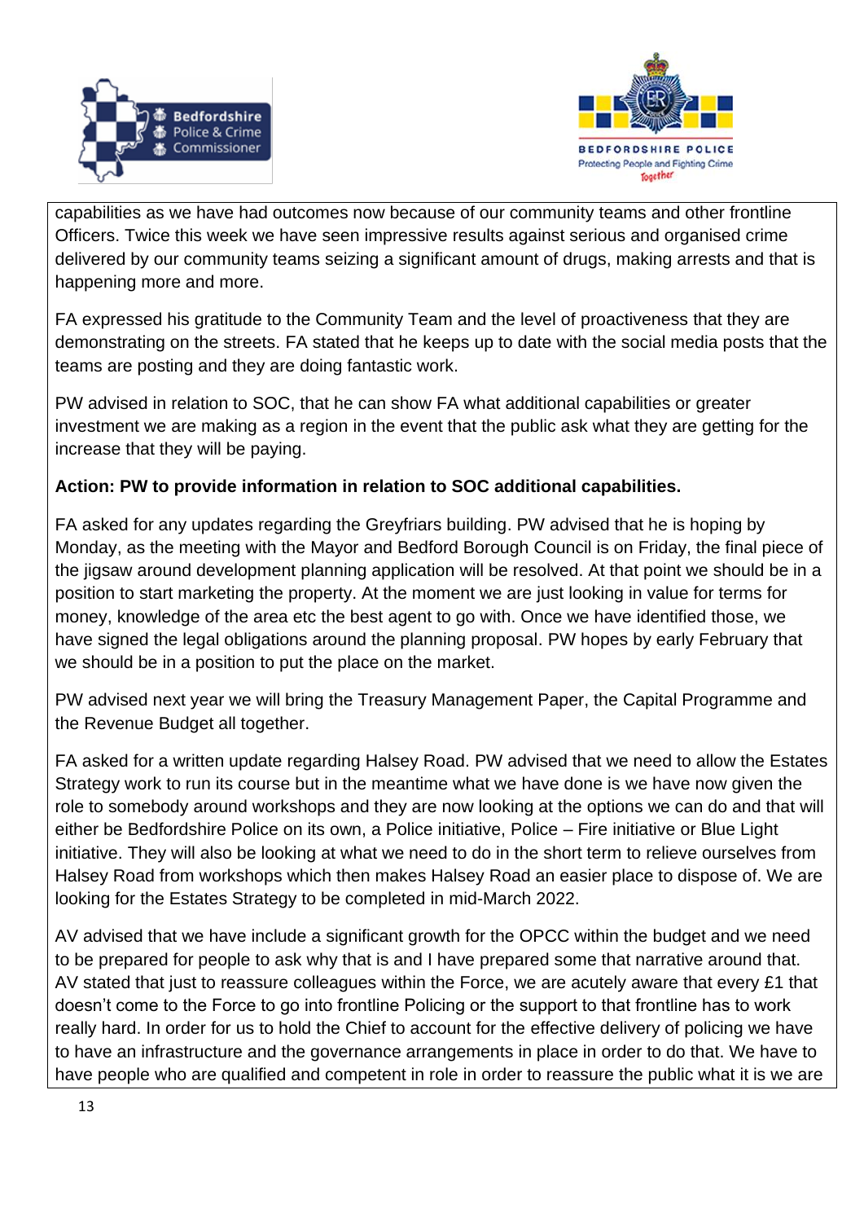capabilities as we have had outcomes now because of our community teams and other frontline Officers. Twice this week we have seen impressive results against serious and organised crime delivered by our community teams seizing a significant amount of drugs, making arrests and that is happening more and more.

FA expressed his gratitude to the Community Team and the level of proactiveness that they are demonstrating on the streets. FA stated that he keeps up to date with the social media posts that the teams are posting and they are doing fantastic work.

PW advised in relation to SOC, that he can show FA what additional capabilities or greater investment we are making as a region in the event that the public ask what they are getting for the increase that they will be paying.

**Action: PW to provide information in relation to SOC additional capabilities.**

FA asked for any updates regarding the Greyfriars building. PW advised that he is hoping by Monday, as the meeting with the Mayor and Bedford Borough Council is on Friday, the final piece of the jigsaw around development planning application will be resolved. At that point we should be in a position to start marketing the property. At the moment we are just looking in value for terms for money, knowledge of the area etc the best agent to go with. Once we have identified those, we have signed the legal obligations around the planning proposal. PW hopes by early February that we should be in a position to put the place on the market.

PW advised next year we will bring the Treasury Management Paper, the Capital Programme and the Revenue Budget all together.

FA asked for a written update regarding Halsey Road. PW advised that we need to allow the Estates Strategy work to run its course but in the meantime what we have done is we have now given the role to somebody around workshops and they are now looking at the options we can do and that will either be Bedfordshire Police on its own, a Police initiative, Police – Fire initiative or Blue Light initiative. They will also be looking at what we need to do in the short term to relieve ourselves from Halsey Road from workshops which then makes Halsey Road an easier place to dispose of. We are looking for the Estates Strategy to be completed in mid-March 2022.

AV advised that we have include a significant growth for the OPCC within the budget and we need to be prepared for people to ask why that is and I have prepared some that narrative around that. AV stated that just to reassure colleagues within the Force, we are acutely aware that every £1 that doesn't come to the Force to go into frontline Policing or the support to that frontline has to work really hard. In order for us to hold the Chief to account for the effective delivery of policing we have to have an infrastructure and the governance arrangements in place in order to do that. We have to have people who are qualified and competent in role in order to reassure the public what it is we are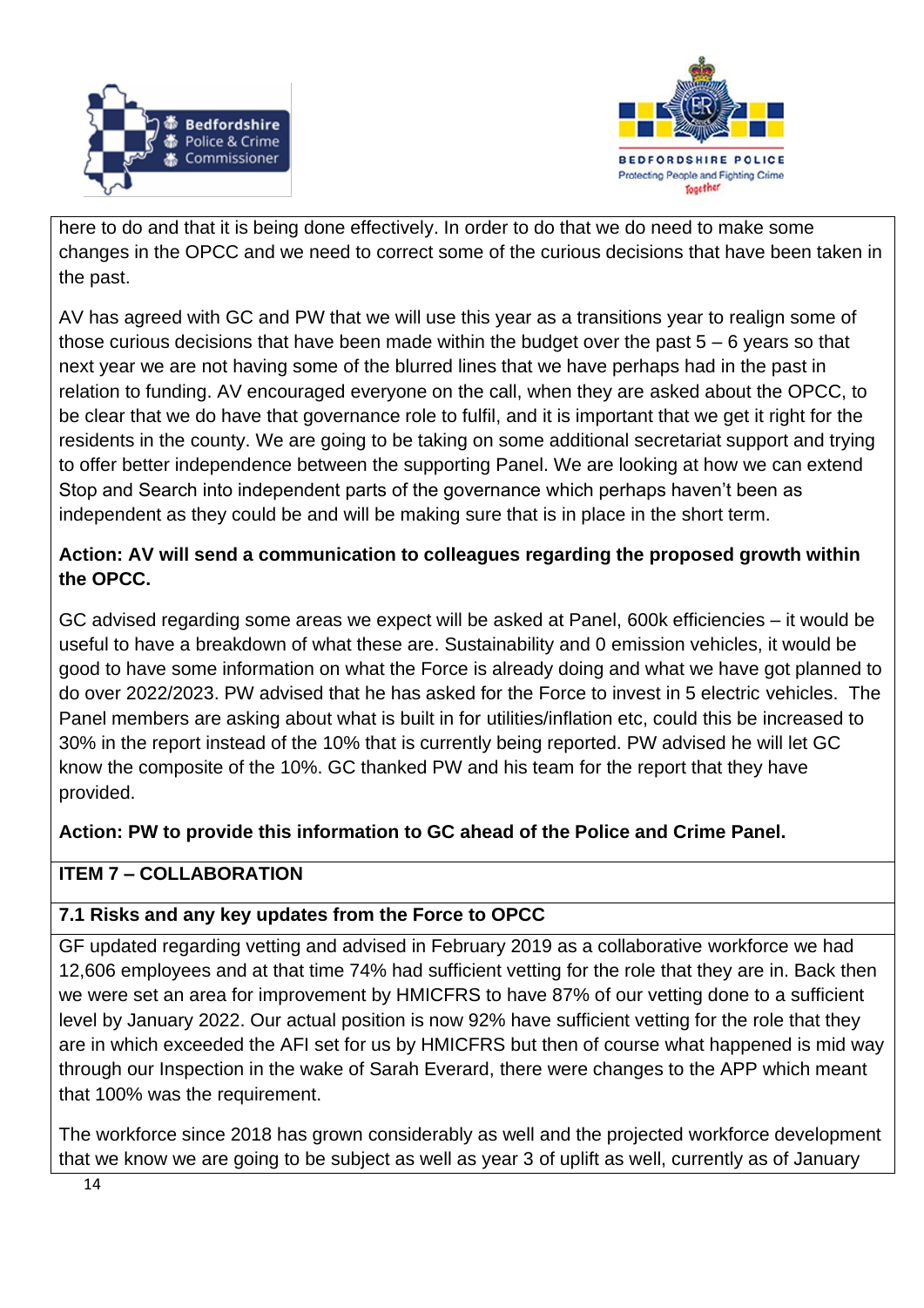here to do and that it is being done effectively. In order to do that we do need to make some changes in the OPCC and we need to correct some of the curious decisions that have been taken in the past.

AV has agreed with GC and PW that we will use this year as a transitions year to realign some of those curious decisions that have been made within the budget over the past 5 – 6 years so that next year we are not having some of the blurred lines that we have perhaps had in the past in relation to funding. AV encouraged everyone on the call, when they are asked about the OPCC, to be clear that we do have that governance role to fulfil, and it is important that we get it right for the residents in the county. We are going to be taking on some additional secretariat support and trying to offer better independence between the supporting Panel. We are looking at how we can extend Stop and Search into independent parts of the governance which perhaps haven't been as independent as they could be and will be making sure that is in place in the short term.

**Action: AV will send a communication to colleagues regarding the proposed growth within the OPCC.**

GC advised regarding some areas we expect will be asked at Panel, 600k efficiencies – it would be useful to have a breakdown of what these are. Sustainability and 0 emission vehicles, it would be good to have some information on what the Force is already doing and what we have got planned to do over 2022/2023. PW advised that he has asked for the Force to invest in 5 electric vehicles. The Panel members are asking about what is built in for utilities/inflation etc, could this be increased to 30% in the report instead of the 10% that is currently being reported. PW advised he will let GC know the composite of the 10%. GC thanked PW and his team for the report that they have provided.

**Action: PW to provide this information to GC ahead of the Police and Crime Panel.**

## ITEM 7 – COLLABORATION

### 7.1 Risks and any key updates from the Force to OPCC

GF updated regarding vetting and advised in February 2019 as a collaborative workforce we had 12,606 employees and at that time 74% had sufficient vetting for the role that they are in. Back then we were set an area for improvement by HMICFRS to have 87% of our vetting done to a sufficient level by January 2022. Our actual position is now 92% have sufficient vetting for the role that they are in which exceeded the AFI set for us by HMICFRS but then of course what happened is mid way through our Inspection in the wake of Sarah Everard, there were changes to the APP which meant that 100% was the requirement.

The workforce since 2018 has grown considerably as well and the projected workforce development that we know we are going to be subject as well as year 3 of uplift as well, currently as of January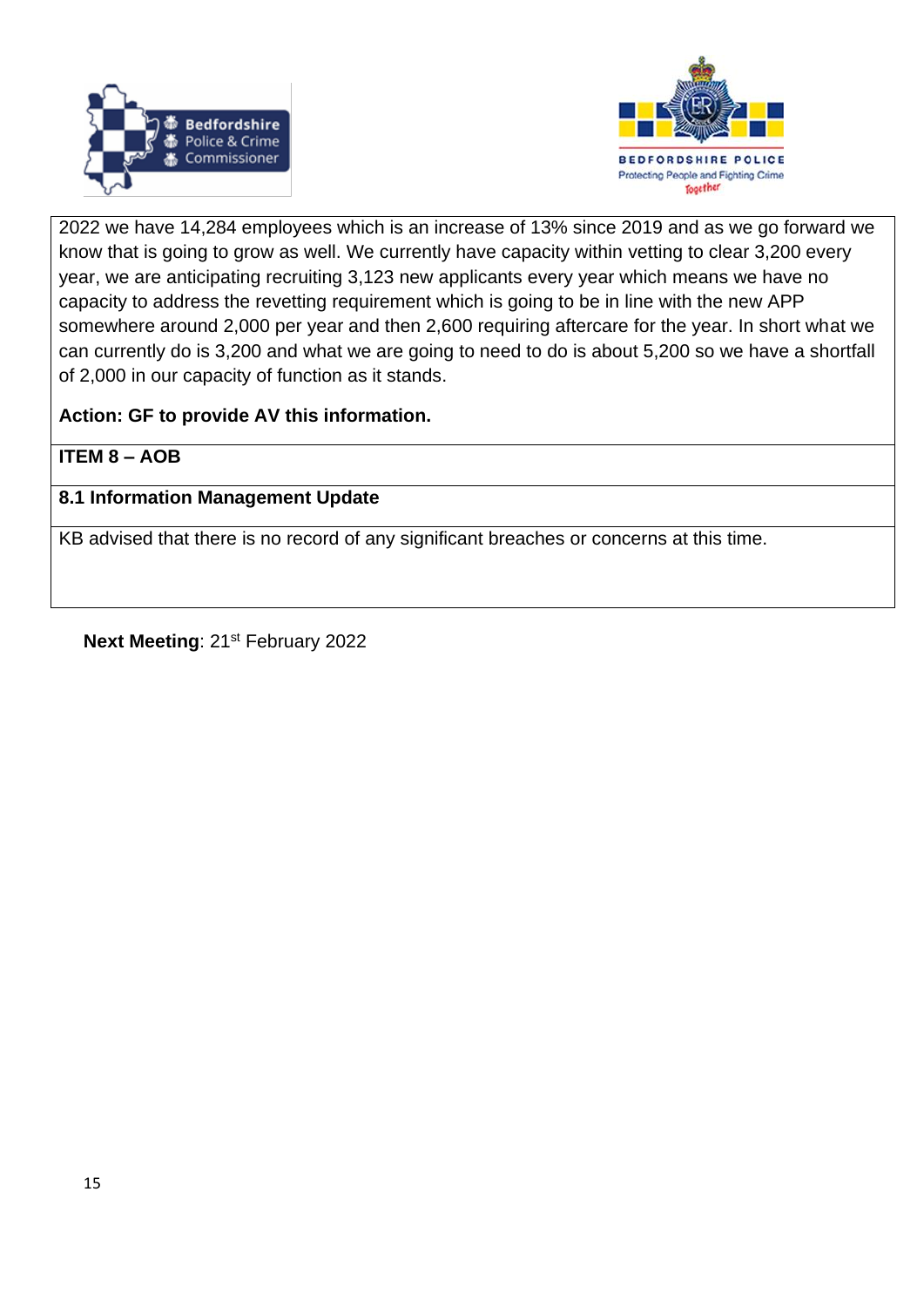2022 we have 14,284 employees which is an increase of 13% since 2019 and as we go forward we know that is going to grow as well. We currently have capacity within vetting to clear 3,200 every year, we are anticipating recruiting 3,123 new applicants every year which means we have no capacity to address the revetting requirement which is going to be in line with the new APP somewhere around 2,000 per year and then 2,600 requiring aftercare for the year. In short what we can currently do is 3,200 and what we are going to need to do is about 5,200 so we have a shortfall of 2,000 in our capacity of function as it stands.

**Action: GF to provide AV this information.**

**ITEM 8 – AOB**

**8.1 Information Management Update**

KB advised that there is no record of any significant breaches or concerns at this time.

**Next Meeting**: 21st February 2022